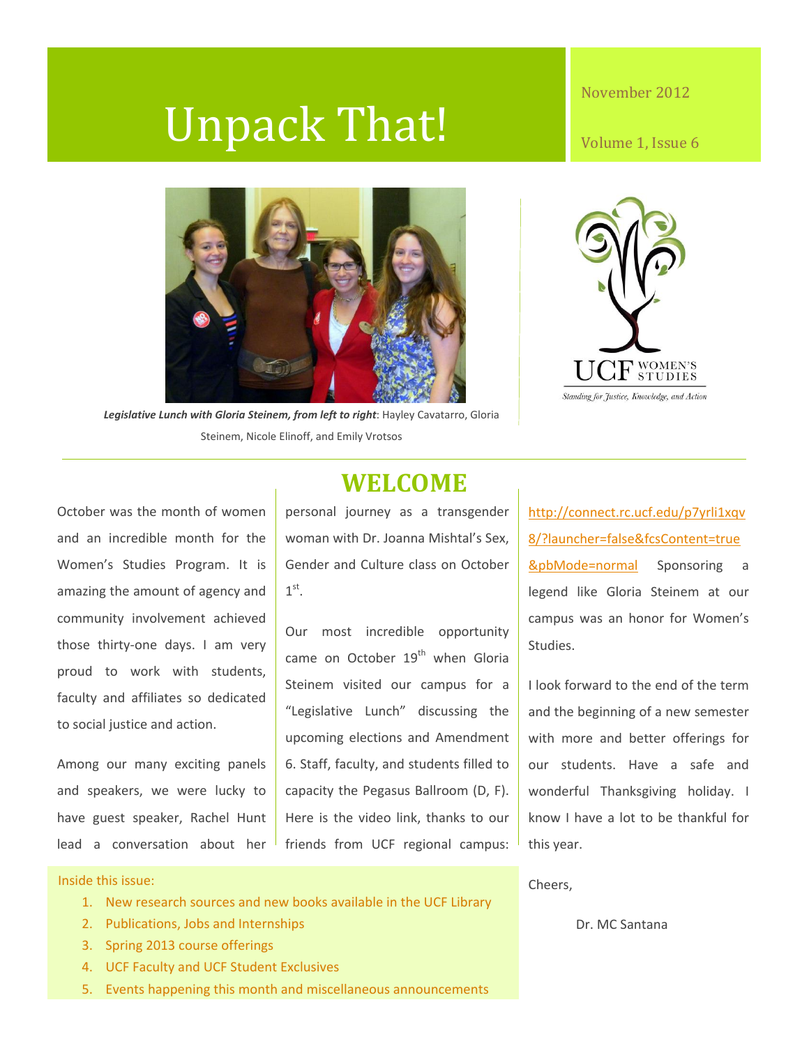# Unpack That!

November 2012

Volume 1, Issue 6

***Legislative Lunch with Gloria Steinem, from left to right***: Hayley Cavatarro, Gloria Steinem, Nicole Elinoff, and Emily Vrotsos

UCF WOMEN'S STUDIES

*Standing for Justice, Knowledge, and Action*

## WELCOME

October was the month of women and an incredible month for the Women's Studies Program. It is amazing the amount of agency and community involvement achieved those thirty-one days. I am very proud to work with students, faculty and affiliates so dedicated to social justice and action.

Among our many exciting panels and speakers, we were lucky to have guest speaker, Rachel Hunt lead a conversation about her personal journey as a transgender woman with Dr. Joanna Mishtal's Sex, Gender and Culture class on October 1st.

Our most incredible opportunity came on October 19th when Gloria Steinem visited our campus for a "Legislative Lunch" discussing the upcoming elections and Amendment 6. Staff, faculty, and students filled to capacity the Pegasus Ballroom (D, F). Here is the video link, thanks to our friends from UCF regional campus: http://connect.rc.ucf.edu/p7yrli1xqv8/?launcher=false&fcsContent=true&pbMode=normal Sponsoring a legend like Gloria Steinem at our campus was an honor for Women's Studies.

I look forward to the end of the term and the beginning of a new semester with more and better offerings for our students. Have a safe and wonderful Thanksgiving holiday. I know I have a lot to be thankful for this year.

Cheers,

Dr. MC Santana

Inside this issue:

1. New research sources and new books available in the UCF Library
2. Publications, Jobs and Internships
3. Spring 2013 course offerings
4. UCF Faculty and UCF Student Exclusives
5. Events happening this month and miscellaneous announcements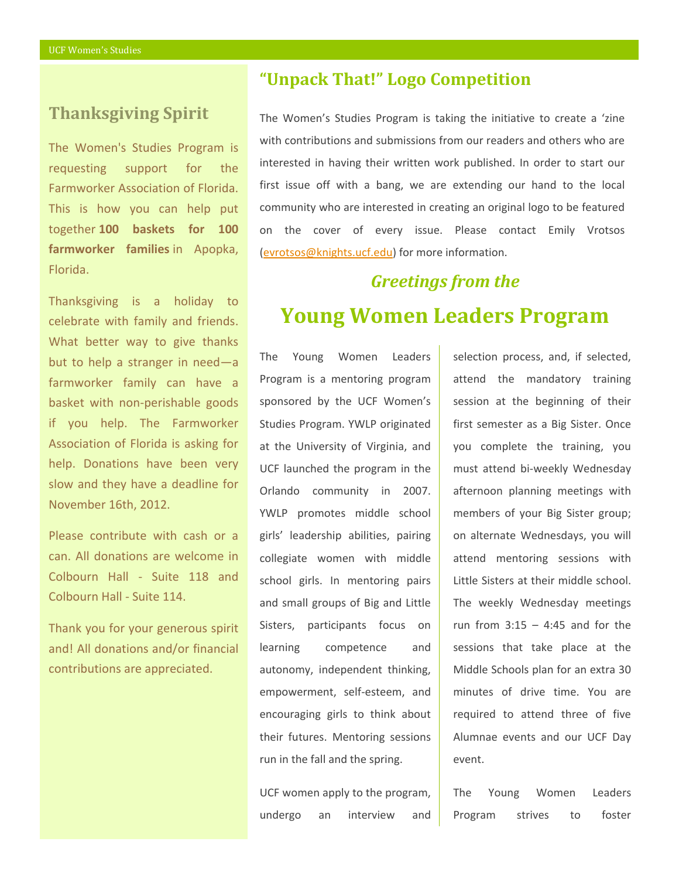## Thanksgiving Spirit

The Women's Studies Program is requesting support for the Farmworker Association of Florida. This is how you can help put together **100 baskets for 100 farmworker families** in Apopka, Florida.

Thanksgiving is a holiday to celebrate with family and friends. What better way to give thanks but to help a stranger in need—a farmworker family can have a basket with non-perishable goods if you help. The Farmworker Association of Florida is asking for help. Donations have been very slow and they have a deadline for November 16th, 2012.

Please contribute with cash or a can. All donations are welcome in Colbourn Hall - Suite 118 and Colbourn Hall - Suite 114.

Thank you for your generous spirit and! All donations and/or financial contributions are appreciated.

## "Unpack That!" Logo Competition

The Women's Studies Program is taking the initiative to create a 'zine with contributions and submissions from our readers and others who are interested in having their written work published. In order to start our first issue off with a bang, we are extending our hand to the local community who are interested in creating an original logo to be featured on the cover of every issue. Please contact Emily Vrotsos (evrotsos@knights.ucf.edu) for more information.

### *Greetings from the*

## Young Women Leaders Program

The Young Women Leaders Program is a mentoring program sponsored by the UCF Women's Studies Program. YWLP originated at the University of Virginia, and UCF launched the program in the Orlando community in 2007. YWLP promotes middle school girls' leadership abilities, pairing collegiate women with middle school girls. In mentoring pairs and small groups of Big and Little Sisters, participants focus on learning competence and autonomy, independent thinking, empowerment, self-esteem, and encouraging girls to think about their futures. Mentoring sessions run in the fall and the spring.

UCF women apply to the program, undergo an interview and selection process, and, if selected, attend the mandatory training session at the beginning of their first semester as a Big Sister. Once you complete the training, you must attend bi-weekly Wednesday afternoon planning meetings with members of your Big Sister group; on alternate Wednesdays, you will attend mentoring sessions with Little Sisters at their middle school. The weekly Wednesday meetings run from 3:15 – 4:45 and for the sessions that take place at the Middle Schools plan for an extra 30 minutes of drive time. You are required to attend three of five Alumnae events and our UCF Day event.

The Young Women Leaders Program strives to foster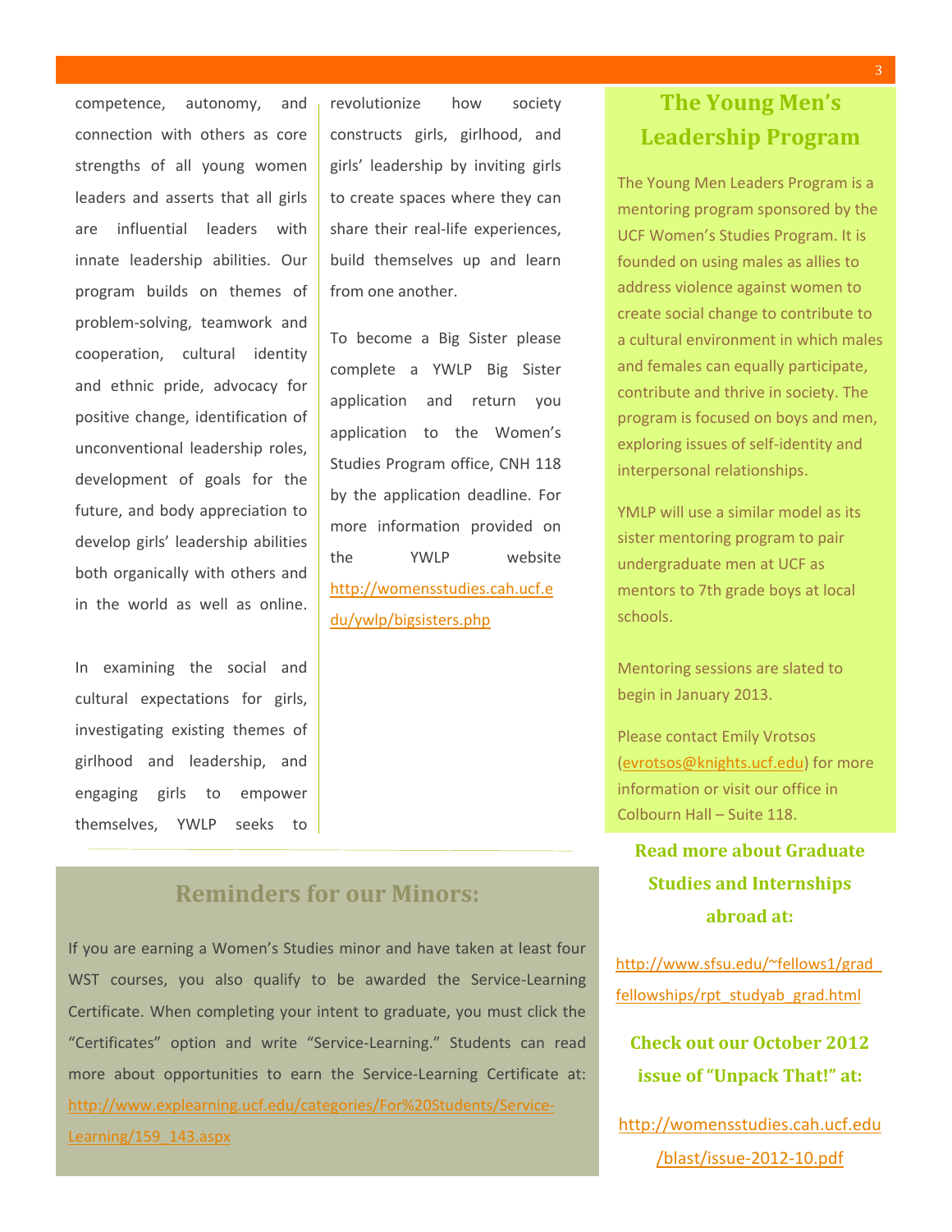competence, autonomy, and connection with others as core strengths of all young women leaders and asserts that all girls are influential leaders with innate leadership abilities. Our program builds on themes of problem-solving, teamwork and cooperation, cultural identity and ethnic pride, advocacy for positive change, identification of unconventional leadership roles, development of goals for the future, and body appreciation to develop girls' leadership abilities both organically with others and in the world as well as online.

In examining the social and cultural expectations for girls, investigating existing themes of girlhood and leadership, and engaging girls to empower themselves, YWLP seeks to revolutionize how society constructs girls, girlhood, and girls' leadership by inviting girls to create spaces where they can share their real-life experiences, build themselves up and learn from one another.

To become a Big Sister please complete a YWLP Big Sister application and return you application to the Women's Studies Program office, CNH 118 by the application deadline. For more information provided on the YWLP website http://womensstudies.cah.ucf.edu/ywlp/bigsisters.php

## The Young Men's Leadership Program

The Young Men Leaders Program is a mentoring program sponsored by the UCF Women's Studies Program. It is founded on using males as allies to address violence against women to create social change to contribute to a cultural environment in which males and females can equally participate, contribute and thrive in society. The program is focused on boys and men, exploring issues of self-identity and interpersonal relationships.

YMLP will use a similar model as its sister mentoring program to pair undergraduate men at UCF as mentors to 7th grade boys at local schools.

Mentoring sessions are slated to begin in January 2013.

Please contact Emily Vrotsos (evrotsos@knights.ucf.edu) for more information or visit our office in Colbourn Hall – Suite 118.

## Reminders for our Minors:

If you are earning a Women's Studies minor and have taken at least four WST courses, you also qualify to be awarded the Service-Learning Certificate. When completing your intent to graduate, you must click the "Certificates" option and write "Service-Learning." Students can read more about opportunities to earn the Service-Learning Certificate at: http://www.explearning.ucf.edu/categories/For%20Students/Service-Learning/159_143.aspx

**Read more about Graduate Studies and Internships abroad at:**

http://www.sfsu.edu/~fellows1/grad_fellowships/rpt_studyab_grad.html

**Check out our October 2012 issue of "Unpack That!" at:**

http://womensstudies.cah.ucf.edu/blast/issue-2012-10.pdf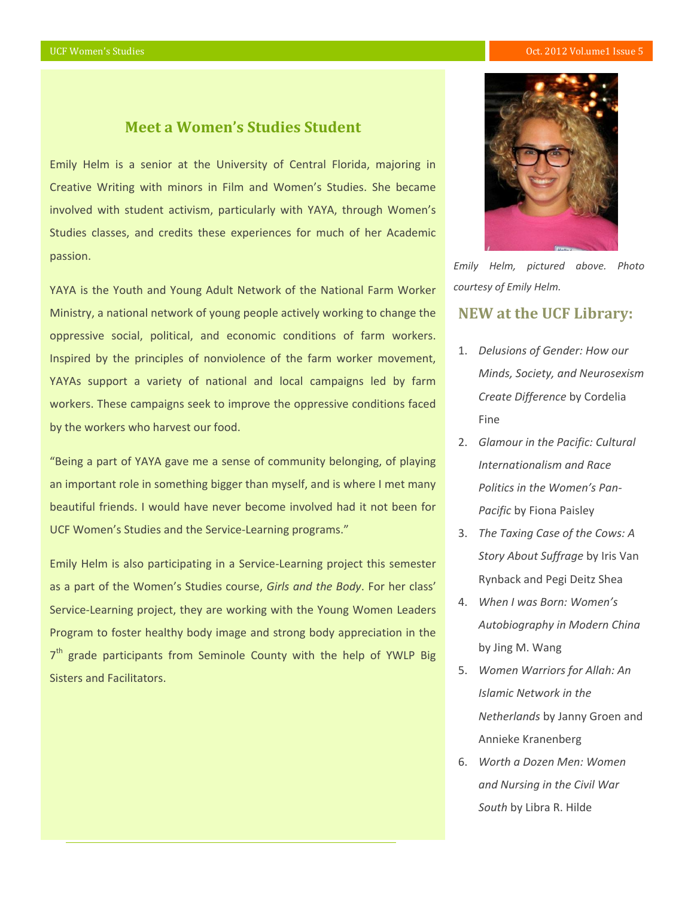## Meet a Women's Studies Student

Emily Helm is a senior at the University of Central Florida, majoring in Creative Writing with minors in Film and Women's Studies. She became involved with student activism, particularly with YAYA, through Women's Studies classes, and credits these experiences for much of her Academic passion.

YAYA is the Youth and Young Adult Network of the National Farm Worker Ministry, a national network of young people actively working to change the oppressive social, political, and economic conditions of farm workers. Inspired by the principles of nonviolence of the farm worker movement, YAYAs support a variety of national and local campaigns led by farm workers. These campaigns seek to improve the oppressive conditions faced by the workers who harvest our food.

"Being a part of YAYA gave me a sense of community belonging, of playing an important role in something bigger than myself, and is where I met many beautiful friends. I would have never become involved had it not been for UCF Women's Studies and the Service-Learning programs."

Emily Helm is also participating in a Service-Learning project this semester as a part of the Women's Studies course, *Girls and the Body*. For her class' Service-Learning project, they are working with the Young Women Leaders Program to foster healthy body image and strong body appreciation in the 7th grade participants from Seminole County with the help of YWLP Big Sisters and Facilitators.

*Emily Helm, pictured above. Photo courtesy of Emily Helm.*

## NEW at the UCF Library:

1. *Delusions of Gender: How our Minds, Society, and Neurosexism Create Difference* by Cordelia Fine
2. *Glamour in the Pacific: Cultural Internationalism and Race Politics in the Women's Pan-Pacific* by Fiona Paisley
3. *The Taxing Case of the Cows: A Story About Suffrage* by Iris Van Rynback and Pegi Deitz Shea
4. *When I was Born: Women's Autobiography in Modern China* by Jing M. Wang
5. *Women Warriors for Allah: An Islamic Network in the Netherlands* by Janny Groen and Annieke Kranenberg
6. *Worth a Dozen Men: Women and Nursing in the Civil War South* by Libra R. Hilde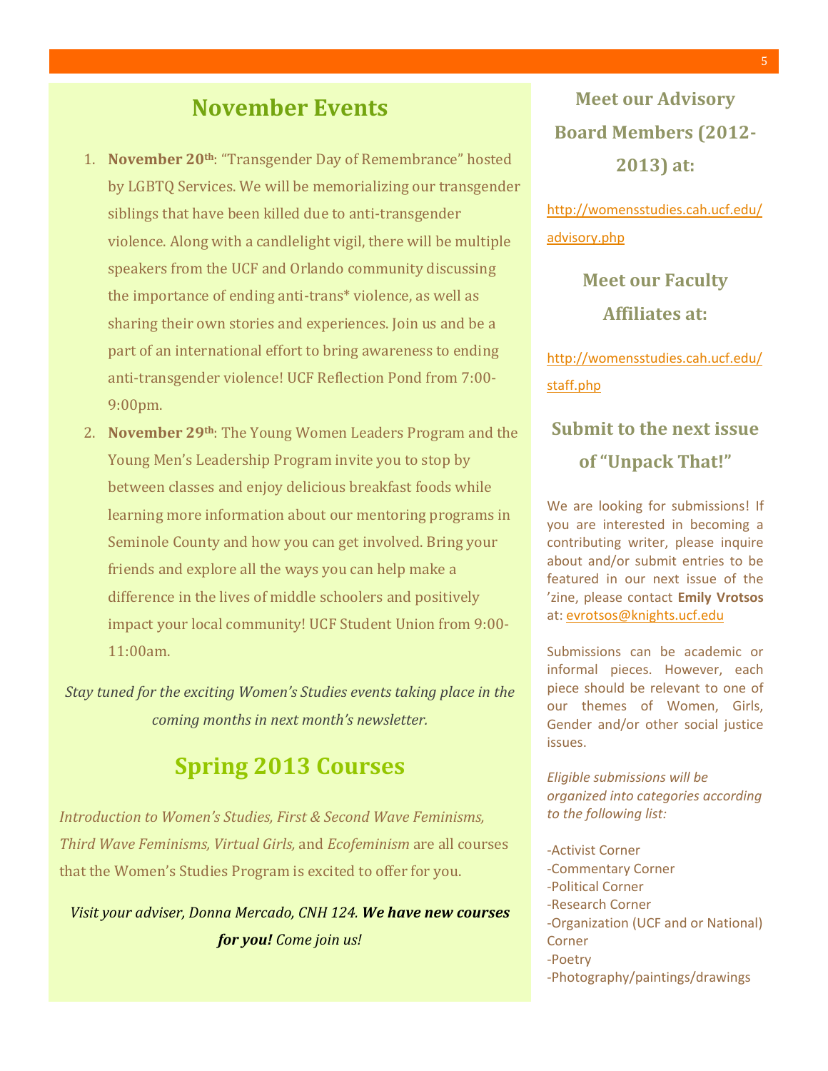## November Events

1. **November 20th**: "Transgender Day of Remembrance" hosted by LGBTQ Services. We will be memorializing our transgender siblings that have been killed due to anti-transgender violence. Along with a candlelight vigil, there will be multiple speakers from the UCF and Orlando community discussing the importance of ending anti-trans* violence, as well as sharing their own stories and experiences. Join us and be a part of an international effort to bring awareness to ending anti-transgender violence! UCF Reflection Pond from 7:00-9:00pm.
2. **November 29th**: The Young Women Leaders Program and the Young Men's Leadership Program invite you to stop by between classes and enjoy delicious breakfast foods while learning more information about our mentoring programs in Seminole County and how you can get involved. Bring your friends and explore all the ways you can help make a difference in the lives of middle schoolers and positively impact your local community! UCF Student Union from 9:00-11:00am.

*Stay tuned for the exciting Women's Studies events taking place in the coming months in next month's newsletter.*

## Spring 2013 Courses

*Introduction to Women's Studies, First & Second Wave Feminisms, Third Wave Feminisms, Virtual Girls,* and *Ecofeminism* are all courses that the Women's Studies Program is excited to offer for you.

*Visit your adviser, Donna Mercado, CNH 124.* ***We have new courses for you!*** *Come join us!*

### Meet our Advisory Board Members (2012-2013) at:

http://womensstudies.cah.ucf.edu/advisory.php

### Meet our Faculty Affiliates at:

http://womensstudies.cah.ucf.edu/staff.php

### Submit to the next issue of "Unpack That!"

We are looking for submissions! If you are interested in becoming a contributing writer, please inquire about and/or submit entries to be featured in our next issue of the 'zine, please contact **Emily Vrotsos** at: evrotsos@knights.ucf.edu

Submissions can be academic or informal pieces. However, each piece should be relevant to one of our themes of Women, Girls, Gender and/or other social justice issues.

*Eligible submissions will be organized into categories according to the following list:*

-Activist Corner
-Commentary Corner
-Political Corner
-Research Corner
-Organization (UCF and or National) Corner
-Poetry
-Photography/paintings/drawings